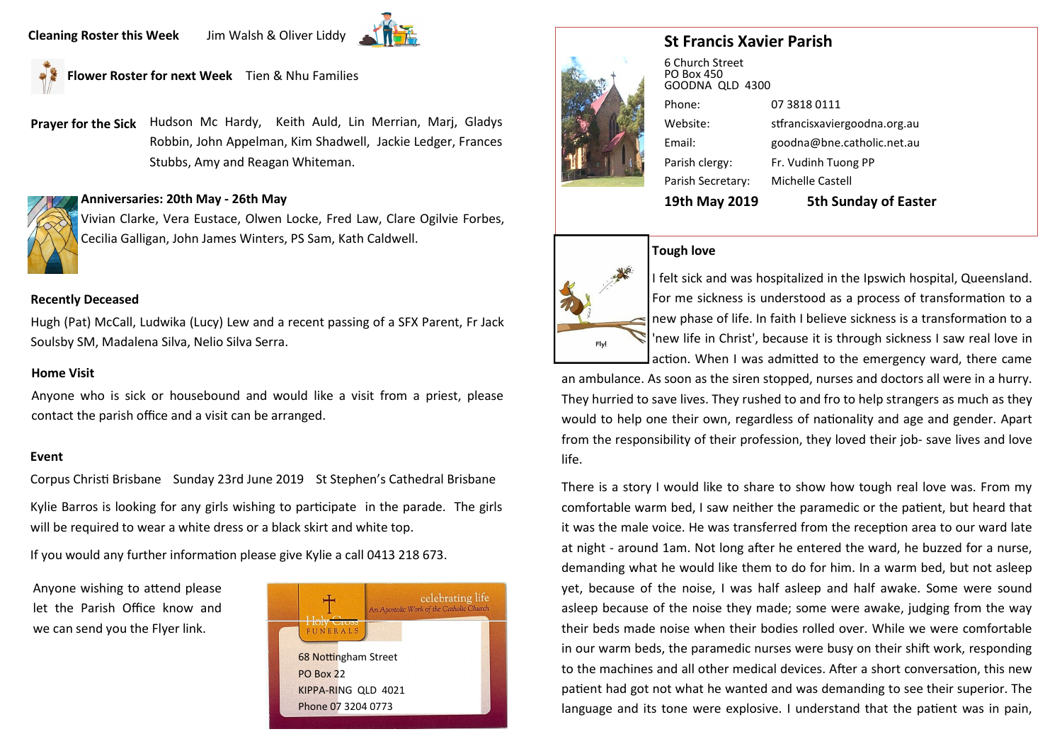**Cleaning Roster this Week** Jim Walsh & Oliver Liddy

**Flower Roster for next Week** Tien & Nhu Families

**Prayer for the Sick** Hudson Mc Hardy, Keith Auld, Lin Merrian, Marj, Gladys Robbin, John Appelman, Kim Shadwell, Jackie Ledger, Frances Stubbs, Amy and Reagan Whiteman.

**Anniversaries: 20th May - 26th May**

Vivian Clarke, Vera Eustace, Olwen Locke, Fred Law, Clare Ogilvie Forbes, Cecilia Galligan, John James Winters, PS Sam, Kath Caldwell.

**Recently Deceased**

Hugh (Pat) McCall, Ludwika (Lucy) Lew and a recent passing of a SFX Parent, Fr Jack Soulsby SM, Madalena Silva, Nelio Silva Serra.

**Home Visit**

Anyone who is sick or housebound and would like a visit from a priest, please contact the parish office and a visit can be arranged.

**Event**

Corpus Christi Brisbane Sunday 23rd June 2019 St Stephen's Cathedral Brisbane

Kylie Barros is looking for any girls wishing to participate in the parade. The girls will be required to wear a white dress or a black skirt and white top.

If you would any further information please give Kylie a call 0413 218 673.

Anyone wishing to attend please let the Parish Office know and we can send you the Flyer link.

Holy Cross FUNERALS
celebrating life
An Apostolic Work of the Catholic Church

68 Nottingham Street
PO Box 22
KIPPA-RING QLD 4021
Phone 07 3204 0773

## St Francis Xavier Parish

6 Church Street
PO Box 450
GOODNA QLD 4300

Phone: 07 3818 0111
Website: stfrancisxaviergoodna.org.au
Email: goodna@bne.catholic.net.au
Parish clergy: Fr. Vudinh Tuong PP
Parish Secretary: Michelle Castell

**19th May 2019** **5th Sunday of Easter**

**Tough love**

I felt sick and was hospitalized in the Ipswich hospital, Queensland. For me sickness is understood as a process of transformation to a new phase of life. In faith I believe sickness is a transformation to a 'new life in Christ', because it is through sickness I saw real love in action. When I was admitted to the emergency ward, there came an ambulance. As soon as the siren stopped, nurses and doctors all were in a hurry. They hurried to save lives. They rushed to and fro to help strangers as much as they would to help one their own, regardless of nationality and age and gender. Apart from the responsibility of their profession, they loved their job- save lives and love life.

There is a story I would like to share to show how tough real love was. From my comfortable warm bed, I saw neither the paramedic or the patient, but heard that it was the male voice. He was transferred from the reception area to our ward late at night - around 1am. Not long after he entered the ward, he buzzed for a nurse, demanding what he would like them to do for him. In a warm bed, but not asleep yet, because of the noise, I was half asleep and half awake. Some were sound asleep because of the noise they made; some were awake, judging from the way their beds made noise when their bodies rolled over. While we were comfortable in our warm beds, the paramedic nurses were busy on their shift work, responding to the machines and all other medical devices. After a short conversation, this new patient had got not what he wanted and was demanding to see their superior. The language and its tone were explosive. I understand that the patient was in pain,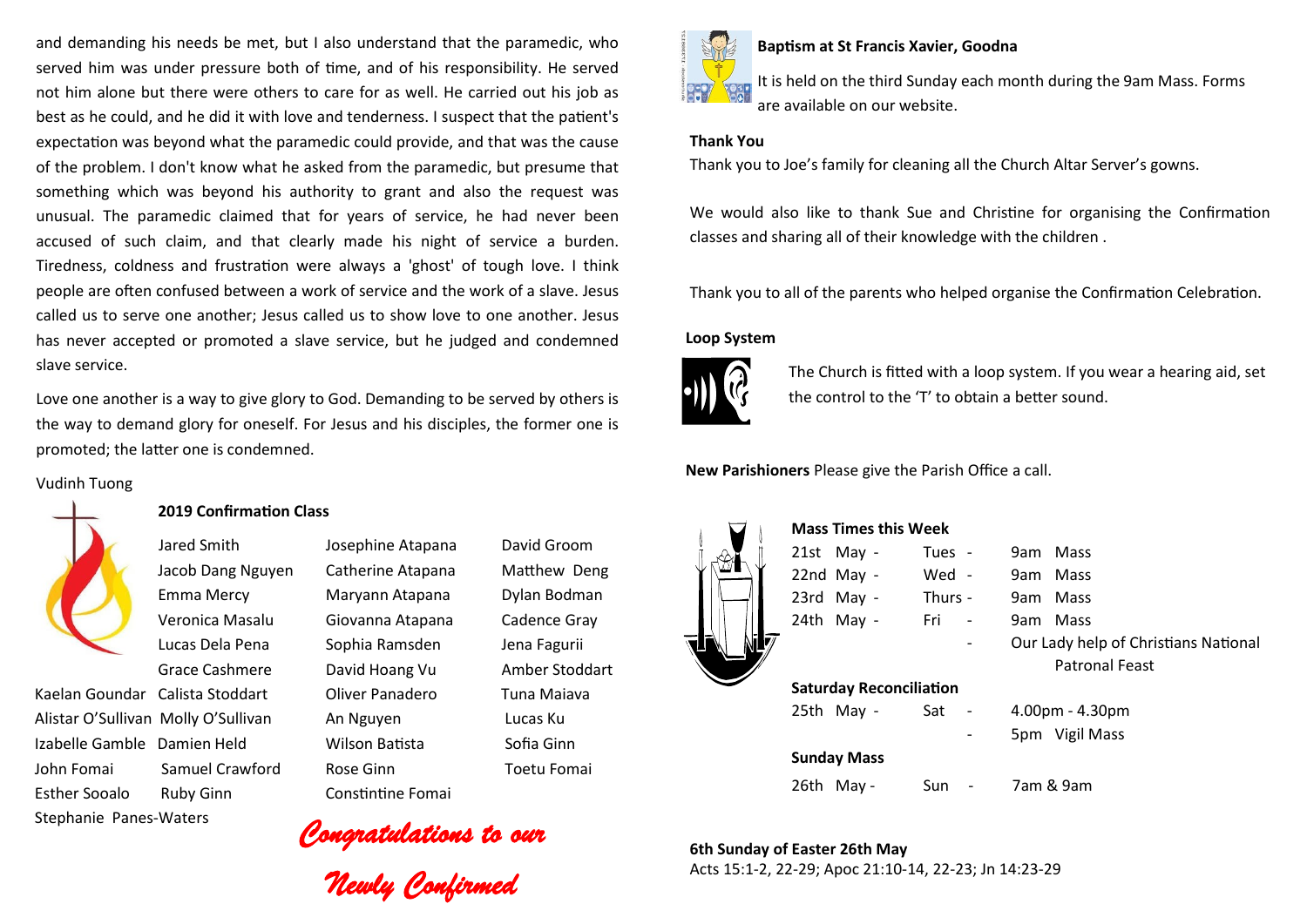and demanding his needs be met, but I also understand that the paramedic, who served him was under pressure both of time, and of his responsibility. He served not him alone but there were others to care for as well. He carried out his job as best as he could, and he did it with love and tenderness. I suspect that the patient's expectation was beyond what the paramedic could provide, and that was the cause of the problem. I don't know what he asked from the paramedic, but presume that something which was beyond his authority to grant and also the request was unusual. The paramedic claimed that for years of service, he had never been accused of such claim, and that clearly made his night of service a burden. Tiredness, coldness and frustration were always a 'ghost' of tough love. I think people are often confused between a work of service and the work of a slave. Jesus called us to serve one another; Jesus called us to show love to one another. Jesus has never accepted or promoted a slave service, but he judged and condemned slave service.

Love one another is a way to give glory to God. Demanding to be served by others is the way to demand glory for oneself. For Jesus and his disciples, the former one is promoted; the latter one is condemned.

Vudinh Tuong

### 2019 Confirmation Class

Jared Smith
Jacob Dang Nguyen
Emma Mercy
Veronica Masalu
Lucas Dela Pena
Grace Cashmere
Kaelan Goundar
Calista Stoddart
Alistar O'Sullivan
Molly O'Sullivan
Izabelle Gamble
Damien Held
John Fomai
Samuel Crawford
Esther Sooalo
Ruby Ginn
Stephanie Panes-Waters
Josephine Atapana
Catherine Atapana
Maryann Atapana
Giovanna Atapana
Sophia Ramsden
David Hoang Vu
Oliver Panadero
An Nguyen
Wilson Batista
Rose Ginn
Constintine Fomai
David Groom
Matthew Deng
Dylan Bodman
Cadence Gray
Jena Fagurii
Amber Stoddart
Tuna Maiava
Lucas Ku
Sofia Ginn
Toetu Fomai

*Congratulations to our Newly Confirmed*

### Baptism at St Francis Xavier, Goodna

It is held on the third Sunday each month during the 9am Mass. Forms are available on our website.

**Thank You**

Thank you to Joe's family for cleaning all the Church Altar Server's gowns.

We would also like to thank Sue and Christine for organising the Confirmation classes and sharing all of their knowledge with the children .

Thank you to all of the parents who helped organise the Confirmation Celebration.

**Loop System**

The Church is fitted with a loop system. If you wear a hearing aid, set the control to the 'T' to obtain a better sound.

**New Parishioners** Please give the Parish Office a call.

### Mass Times this Week

| | | |
|---|---|---|
| 21st May - | Tues - | 9am Mass |
| 22nd May - | Wed - | 9am Mass |
| 23rd May - | Thurs - | 9am Mass |
| 24th May - | Fri - | 9am Mass |
| | - | Our Lady help of Christians National Patronal Feast |

**Saturday Reconciliation**

| | | |
|---|---|---|
| 25th May - | Sat - | 4.00pm - 4.30pm |
| | - | 5pm Vigil Mass |

**Sunday Mass**

| | | |
|---|---|---|
| 26th May - | Sun - | 7am & 9am |

**6th Sunday of Easter 26th May**
Acts 15:1-2, 22-29; Apoc 21:10-14, 22-23; Jn 14:23-29